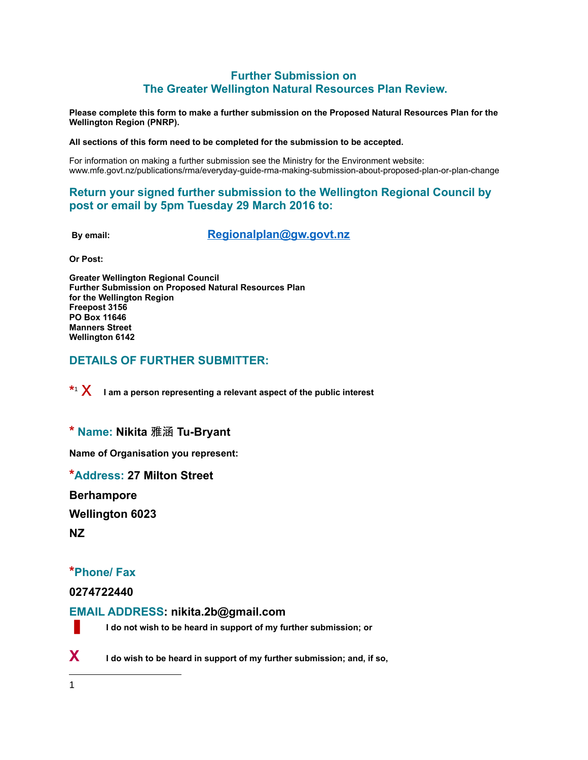# Further Submission on
# The Greater Wellington Natural Resources Plan Review.

**Please complete this form to make a further submission on the Proposed Natural Resources Plan for the Wellington Region (PNRP).**

**All sections of this form need to be completed for the submission to be accepted.**

For information on making a further submission see the Ministry for the Environment website: www.mfe.govt.nz/publications/rma/everyday-guide-rma-making-submission-about-proposed-plan-or-plan-change

## Return your signed further submission to the Wellington Regional Council by post or email by 5pm Tuesday 29 March 2016 to:

**By email:** Regionalplan@gw.govt.nz

**Or Post:**

**Greater Wellington Regional Council**
**Further Submission on Proposed Natural Resources Plan for the Wellington Region**
**Freepost 3156**
**PO Box 11646**
**Manners Street**
**Wellington 6142**

## DETAILS OF FURTHER SUBMITTER:

*[1] X **I am a person representing a relevant aspect of the public interest**

**\* Name: Nikita 雅涵 Tu-Bryant**

**Name of Organisation you represent:**

**\*Address: 27 Milton Street**

**Berhampore**

**Wellington 6023**

**NZ**

**\*Phone/ Fax**

**0274722440**

**EMAIL ADDRESS: nikita.2b@gmail.com**

▮ **I do not wish to be heard in support of my further submission; or**

X **I do wish to be heard in support of my further submission; and, if so,**

1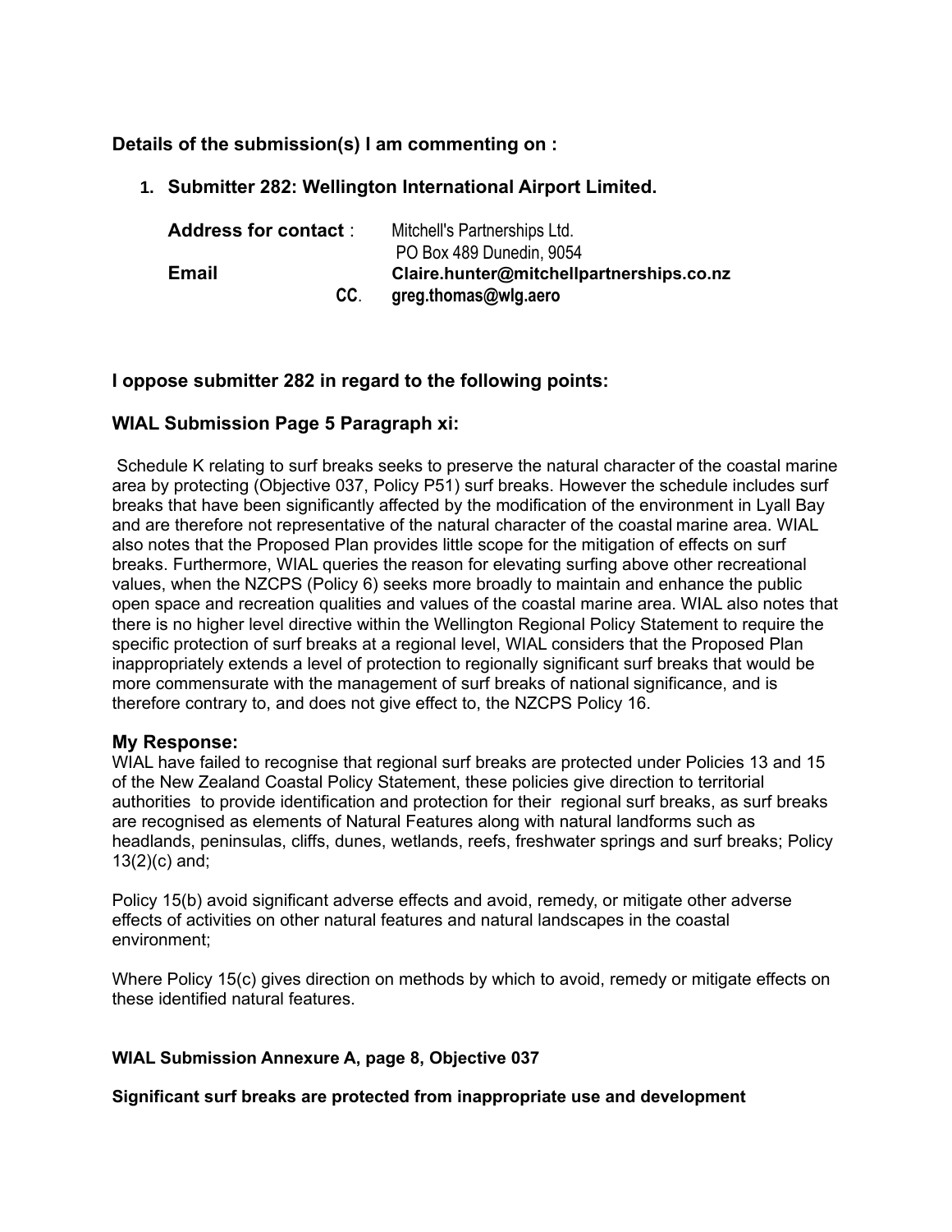**Details of the submission(s) I am commenting on :**

1. **Submitter 282: Wellington International Airport Limited.**

   **Address for contact** : Mitchell's Partnerships Ltd.
   PO Box 489 Dunedin, 9054
   **Email** **Claire.hunter@mitchellpartnerships.co.nz**
   **CC**. **greg.thomas@wlg.aero**

### I oppose submitter 282 in regard to the following points:

### WIAL Submission Page 5 Paragraph xi:

Schedule K relating to surf breaks seeks to preserve the natural character of the coastal marine area by protecting (Objective 037, Policy P51) surf breaks. However the schedule includes surf breaks that have been significantly affected by the modification of the environment in Lyall Bay and are therefore not representative of the natural character of the coastal marine area. WIAL also notes that the Proposed Plan provides little scope for the mitigation of effects on surf breaks. Furthermore, WIAL queries the reason for elevating surfing above other recreational values, when the NZCPS (Policy 6) seeks more broadly to maintain and enhance the public open space and recreation qualities and values of the coastal marine area. WIAL also notes that there is no higher level directive within the Wellington Regional Policy Statement to require the specific protection of surf breaks at a regional level, WIAL considers that the Proposed Plan inappropriately extends a level of protection to regionally significant surf breaks that would be more commensurate with the management of surf breaks of national significance, and is therefore contrary to, and does not give effect to, the NZCPS Policy 16.

**My Response:**
WIAL have failed to recognise that regional surf breaks are protected under Policies 13 and 15 of the New Zealand Coastal Policy Statement, these policies give direction to territorial authorities to provide identification and protection for their regional surf breaks, as surf breaks are recognised as elements of Natural Features along with natural landforms such as headlands, peninsulas, cliffs, dunes, wetlands, reefs, freshwater springs and surf breaks; Policy 13(2)(c) and;

Policy 15(b) avoid significant adverse effects and avoid, remedy, or mitigate other adverse effects of activities on other natural features and natural landscapes in the coastal environment;

Where Policy 15(c) gives direction on methods by which to avoid, remedy or mitigate effects on these identified natural features.

**WIAL Submission Annexure A, page 8, Objective 037**

**Significant surf breaks are protected from inappropriate use and development**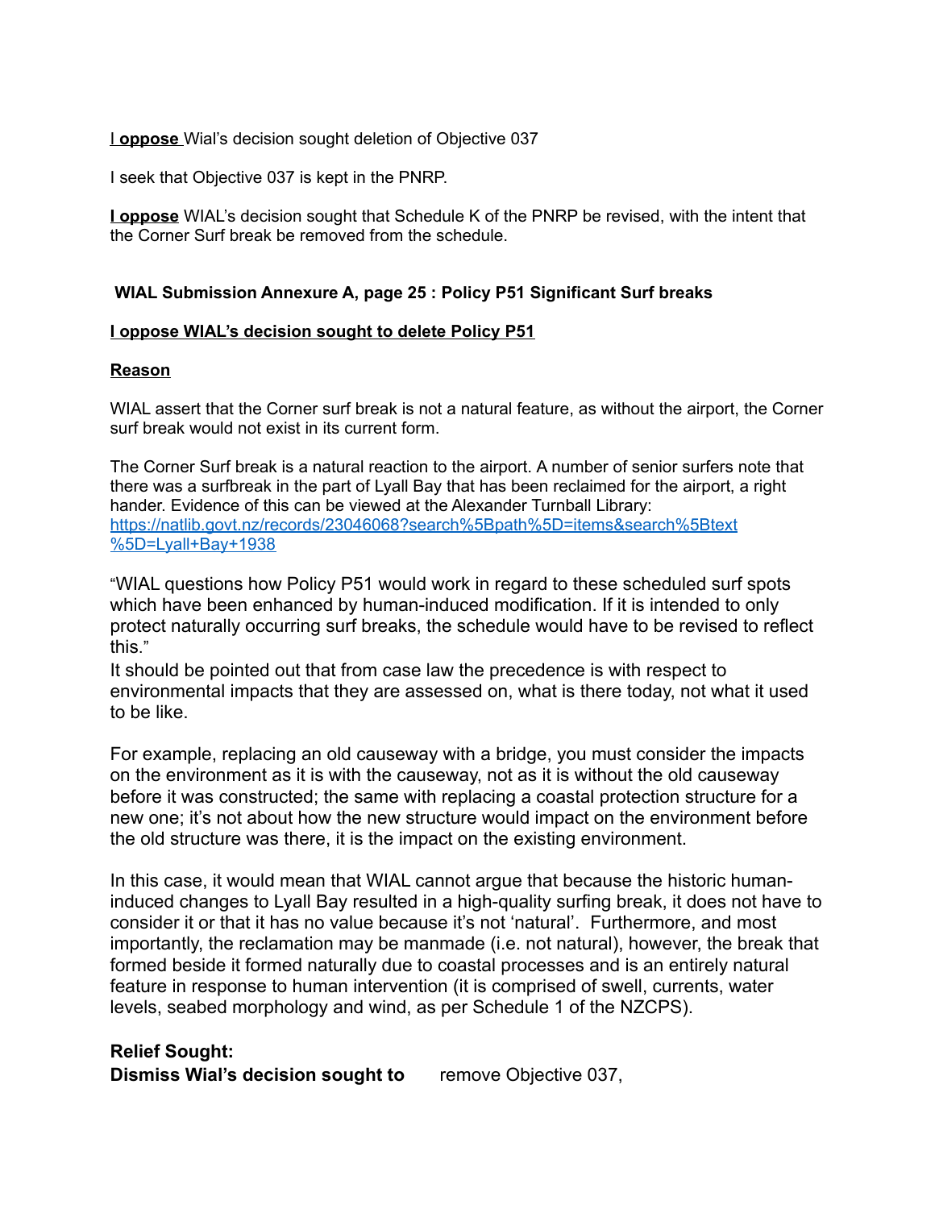I **oppose** Wial's decision sought deletion of Objective 037

I seek that Objective 037 is kept in the PNRP.

**I oppose** WIAL's decision sought that Schedule K of the PNRP be revised, with the intent that the Corner Surf break be removed from the schedule.

**WIAL Submission Annexure A, page 25 : Policy P51 Significant Surf breaks**

**I oppose WIAL's decision sought to delete Policy P51**

**Reason**

WIAL assert that the Corner surf break is not a natural feature, as without the airport, the Corner surf break would not exist in its current form.

The Corner Surf break is a natural reaction to the airport. A number of senior surfers note that there was a surfbreak in the part of Lyall Bay that has been reclaimed for the airport, a right hander. Evidence of this can be viewed at the Alexander Turnball Library: https://natlib.govt.nz/records/23046068?search%5Bpath%5D=items&search%5Btext%5D=Lyall+Bay+1938

"WIAL questions how Policy P51 would work in regard to these scheduled surf spots which have been enhanced by human-induced modification. If it is intended to only protect naturally occurring surf breaks, the schedule would have to be revised to reflect this."
It should be pointed out that from case law the precedence is with respect to environmental impacts that they are assessed on, what is there today, not what it used to be like.

For example, replacing an old causeway with a bridge, you must consider the impacts on the environment as it is with the causeway, not as it is without the old causeway before it was constructed; the same with replacing a coastal protection structure for a new one; it's not about how the new structure would impact on the environment before the old structure was there, it is the impact on the existing environment.

In this case, it would mean that WIAL cannot argue that because the historic human-induced changes to Lyall Bay resulted in a high-quality surfing break, it does not have to consider it or that it has no value because it's not 'natural'. Furthermore, and most importantly, the reclamation may be manmade (i.e. not natural), however, the break that formed beside it formed naturally due to coastal processes and is an entirely natural feature in response to human intervention (it is comprised of swell, currents, water levels, seabed morphology and wind, as per Schedule 1 of the NZCPS).

**Relief Sought:**
**Dismiss Wial's decision sought to** remove Objective 037,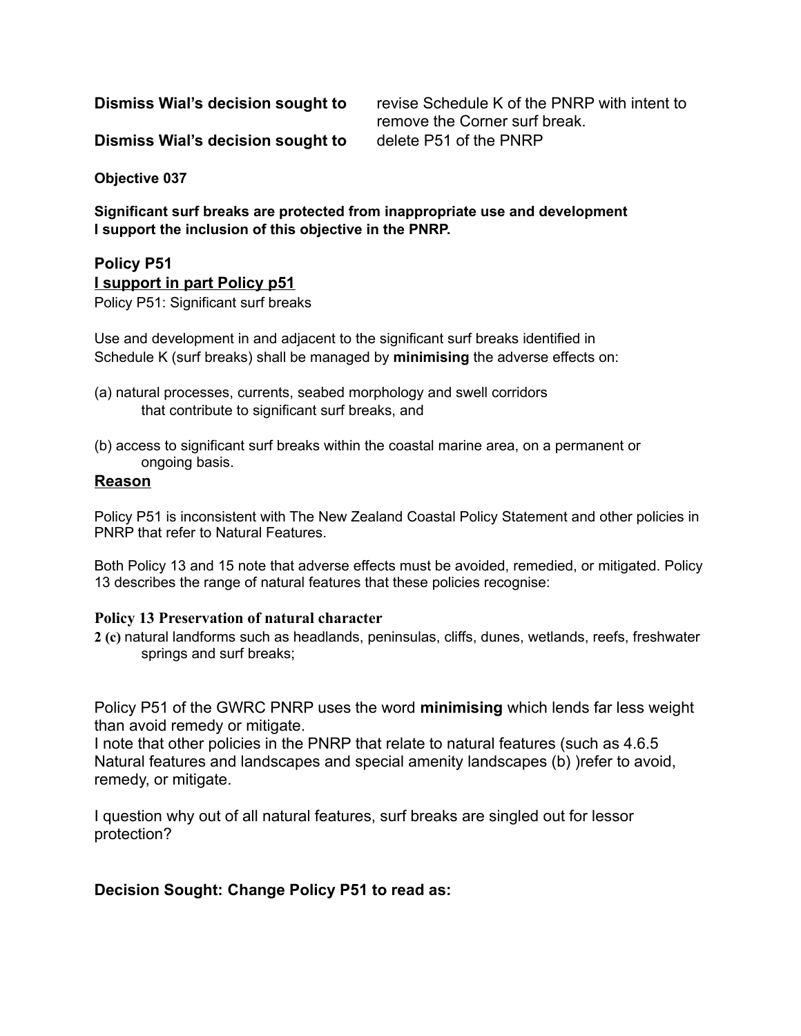**Dismiss Wial's decision sought to** revise Schedule K of the PNRP with intent to remove the Corner surf break.

**Dismiss Wial's decision sought to** delete P51 of the PNRP

**Objective 037**

**Significant surf breaks are protected from inappropriate use and development**
**I support the inclusion of this objective in the PNRP.**

### Policy P51

**<u>I support in part Policy p51</u>**

Policy P51: Significant surf breaks

Use and development in and adjacent to the significant surf breaks identified in Schedule K (surf breaks) shall be managed by **minimising** the adverse effects on:

(a) natural processes, currents, seabed morphology and swell corridors that contribute to significant surf breaks, and

(b) access to significant surf breaks within the coastal marine area, on a permanent or ongoing basis.

**<u>Reason</u>**

Policy P51 is inconsistent with The New Zealand Coastal Policy Statement and other policies in PNRP that refer to Natural Features.

Both Policy 13 and 15 note that adverse effects must be avoided, remedied, or mitigated. Policy 13 describes the range of natural features that these policies recognise:

**Policy 13 Preservation of natural character**

**2 (c)** natural landforms such as headlands, peninsulas, cliffs, dunes, wetlands, reefs, freshwater springs and surf breaks;

Policy P51 of the GWRC PNRP uses the word **minimising** which lends far less weight than avoid remedy or mitigate.
I note that other policies in the PNRP that relate to natural features (such as 4.6.5 Natural features and landscapes and special amenity landscapes (b) )refer to avoid, remedy, or mitigate.

I question why out of all natural features, surf breaks are singled out for lessor protection?

**Decision Sought: Change Policy P51 to read as:**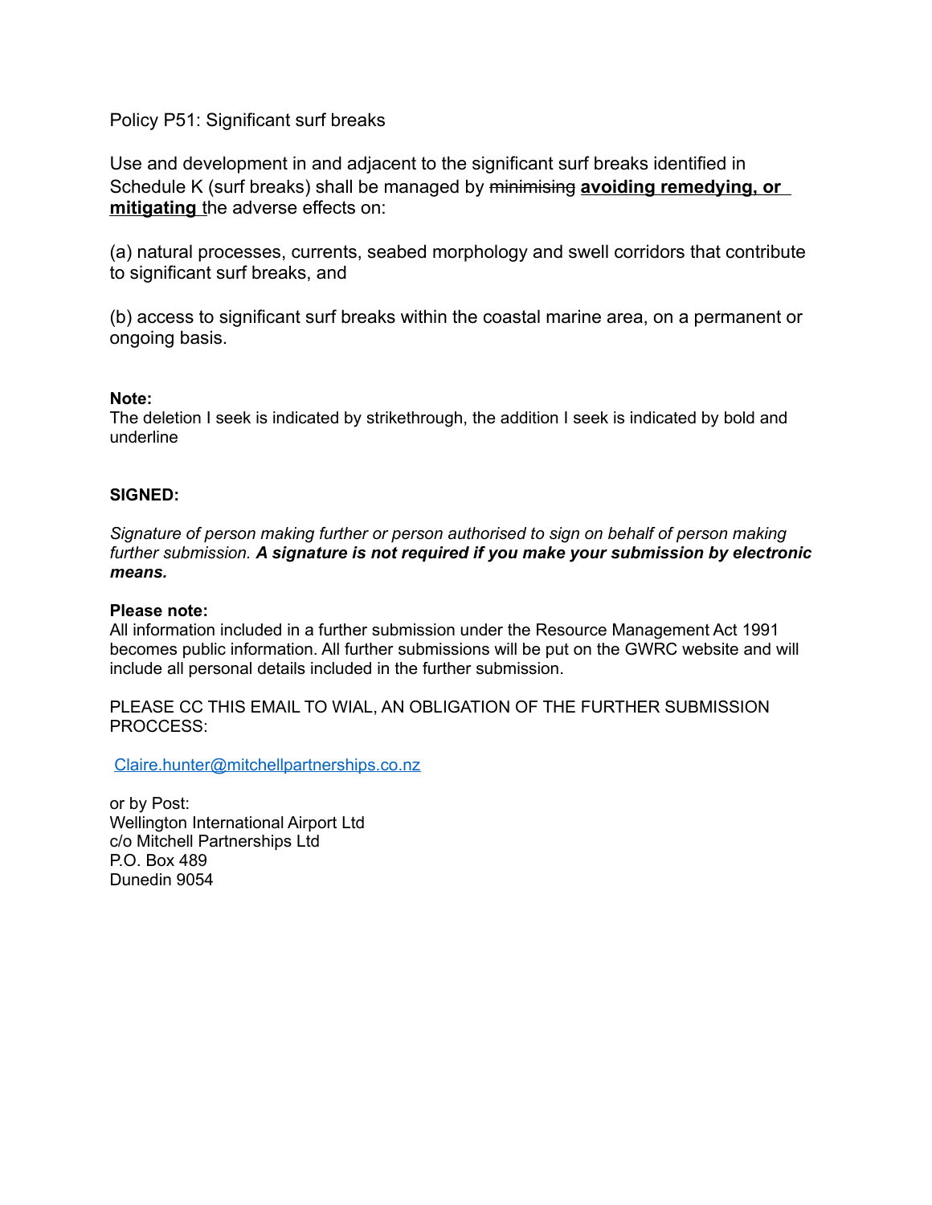Policy P51: Significant surf breaks

Use and development in and adjacent to the significant surf breaks identified in Schedule K (surf breaks) shall be managed by ~~minimising~~ **<u>avoiding remedying, or mitigating</u>** the adverse effects on:

(a) natural processes, currents, seabed morphology and swell corridors that contribute to significant surf breaks, and

(b) access to significant surf breaks within the coastal marine area, on a permanent or ongoing basis.

**Note:**
The deletion I seek is indicated by strikethrough, the addition I seek is indicated by bold and underline

**SIGNED:**

*Signature of person making further or person authorised to sign on behalf of person making further submission.* ***A signature is not required if you make your submission by electronic means.***

**Please note:**
All information included in a further submission under the Resource Management Act 1991 becomes public information. All further submissions will be put on the GWRC website and will include all personal details included in the further submission.

PLEASE CC THIS EMAIL TO WIAL, AN OBLIGATION OF THE FURTHER SUBMISSION PROCCESS:

Claire.hunter@mitchellpartnerships.co.nz

or by Post:
Wellington International Airport Ltd
c/o Mitchell Partnerships Ltd
P.O. Box 489
Dunedin 9054